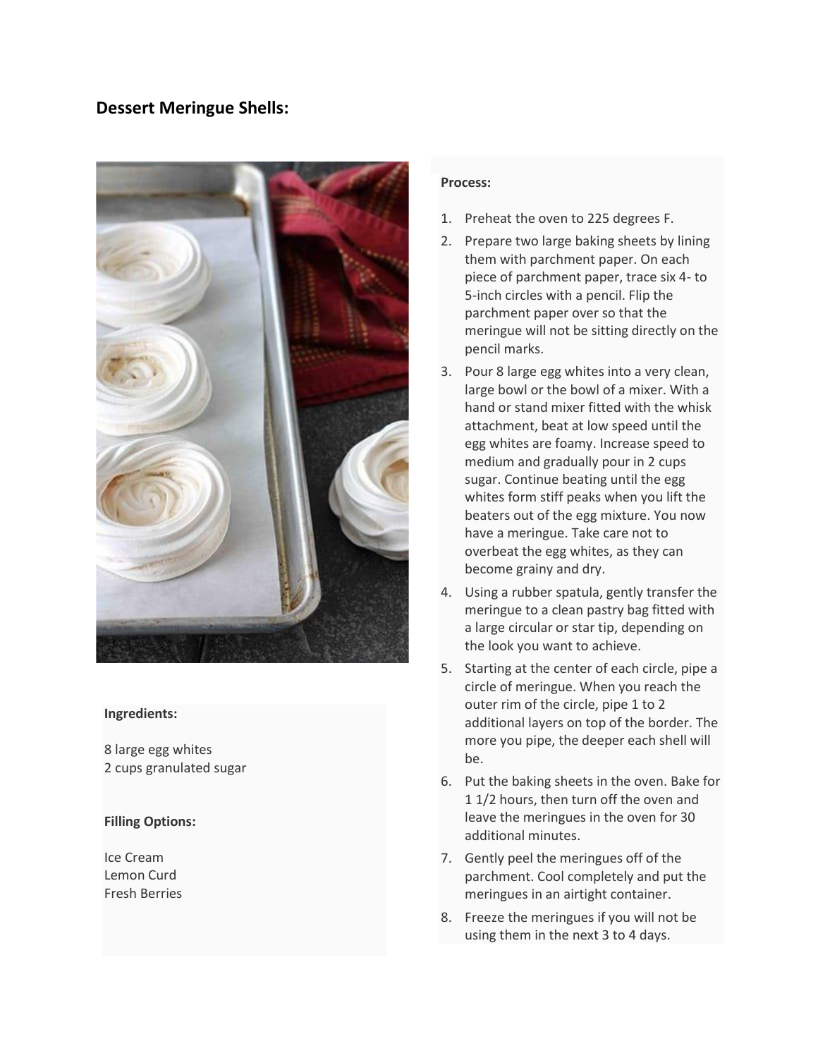## Dessert Meringue Shells:

**Ingredients:**

8 large egg whites
2 cups granulated sugar

**Filling Options:**

Ice Cream
Lemon Curd
Fresh Berries

**Process:**

1. Preheat the oven to 225 degrees F.
2. Prepare two large baking sheets by lining them with parchment paper. On each piece of parchment paper, trace six 4- to 5-inch circles with a pencil. Flip the parchment paper over so that the meringue will not be sitting directly on the pencil marks.
3. Pour 8 large egg whites into a very clean, large bowl or the bowl of a mixer. With a hand or stand mixer fitted with the whisk attachment, beat at low speed until the egg whites are foamy. Increase speed to medium and gradually pour in 2 cups sugar. Continue beating until the egg whites form stiff peaks when you lift the beaters out of the egg mixture. You now have a meringue. Take care not to overbeat the egg whites, as they can become grainy and dry.
4. Using a rubber spatula, gently transfer the meringue to a clean pastry bag fitted with a large circular or star tip, depending on the look you want to achieve.
5. Starting at the center of each circle, pipe a circle of meringue. When you reach the outer rim of the circle, pipe 1 to 2 additional layers on top of the border. The more you pipe, the deeper each shell will be.
6. Put the baking sheets in the oven. Bake for 1 1/2 hours, then turn off the oven and leave the meringues in the oven for 30 additional minutes.
7. Gently peel the meringues off of the parchment. Cool completely and put the meringues in an airtight container.
8. Freeze the meringues if you will not be using them in the next 3 to 4 days.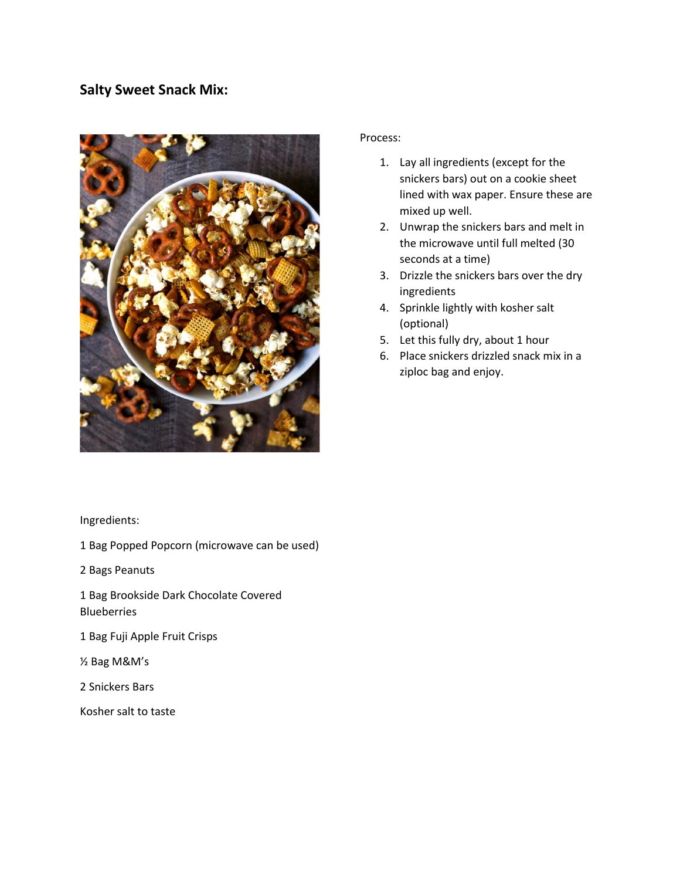## Salty Sweet Snack Mix:

Process:

1. Lay all ingredients (except for the snickers bars) out on a cookie sheet lined with wax paper. Ensure these are mixed up well.
2. Unwrap the snickers bars and melt in the microwave until full melted (30 seconds at a time)
3. Drizzle the snickers bars over the dry ingredients
4. Sprinkle lightly with kosher salt (optional)
5. Let this fully dry, about 1 hour
6. Place snickers drizzled snack mix in a ziploc bag and enjoy.

Ingredients:

1 Bag Popped Popcorn (microwave can be used)

2 Bags Peanuts

1 Bag Brookside Dark Chocolate Covered Blueberries

1 Bag Fuji Apple Fruit Crisps

½ Bag M&M's

2 Snickers Bars

Kosher salt to taste